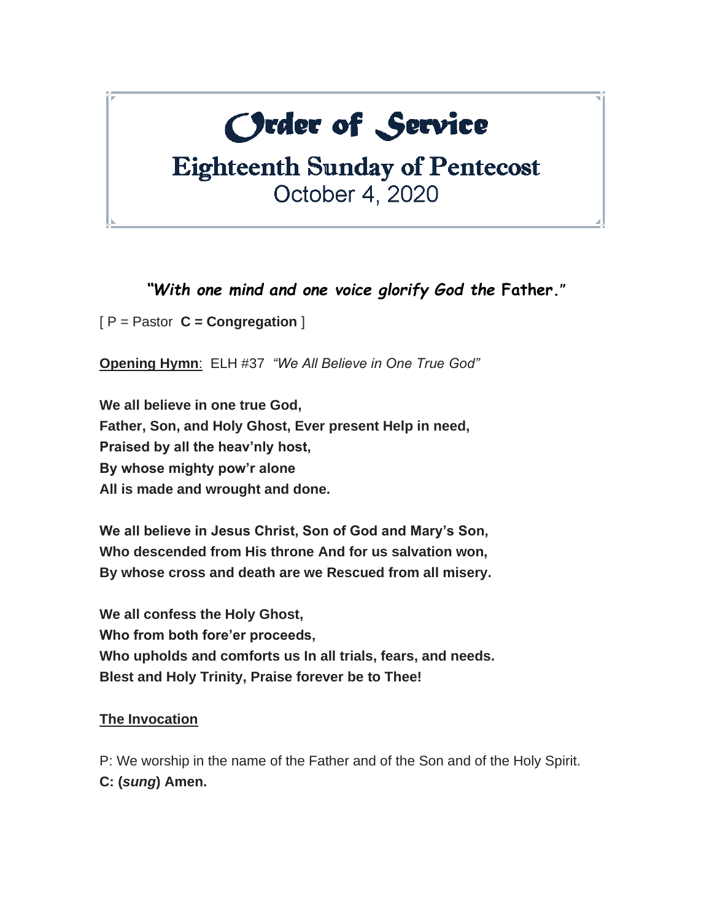# Order of Service

## Eighteenth Sunday of Pentecost

October 4, 2020

***"With one mind and one voice glorify God the Father."***

[ P = Pastor **C = Congregation** ]

**Opening Hymn**: ELH #37 *"We All Believe in One True God"*

**We all believe in one true God,**
**Father, Son, and Holy Ghost, Ever present Help in need,**
**Praised by all the heav'nly host,**
**By whose mighty pow'r alone**
**All is made and wrought and done.**

**We all believe in Jesus Christ, Son of God and Mary's Son,**
**Who descended from His throne And for us salvation won,**
**By whose cross and death are we Rescued from all misery.**

**We all confess the Holy Ghost,**
**Who from both fore'er proceeds,**
**Who upholds and comforts us In all trials, fears, and needs.**
**Blest and Holy Trinity, Praise forever be to Thee!**

**The Invocation**

P: We worship in the name of the Father and of the Son and of the Holy Spirit.
**C: (*sung*) Amen.**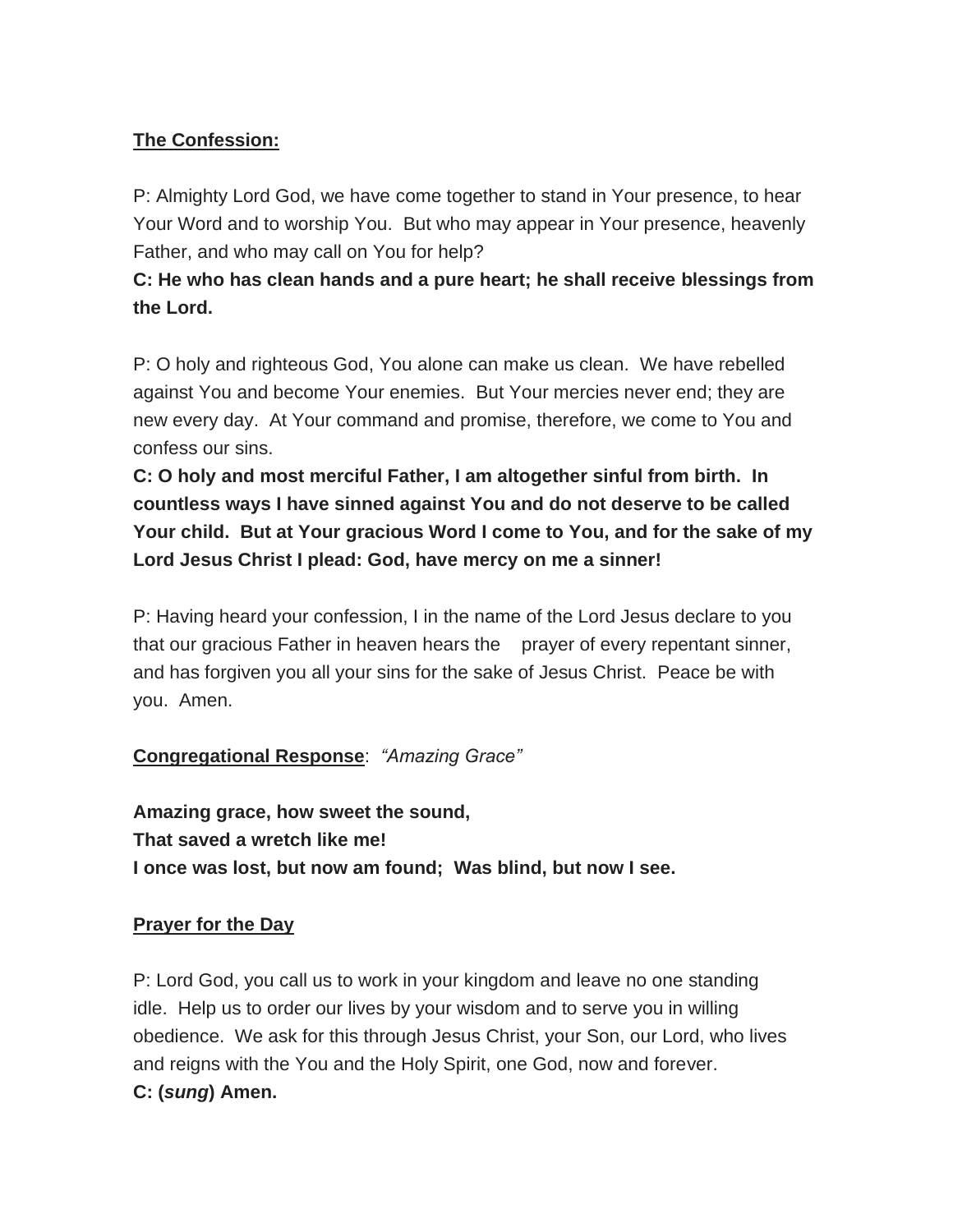**The Confession:**

P: Almighty Lord God, we have come together to stand in Your presence, to hear Your Word and to worship You. But who may appear in Your presence, heavenly Father, and who may call on You for help?

**C: He who has clean hands and a pure heart; he shall receive blessings from the Lord.**

P: O holy and righteous God, You alone can make us clean. We have rebelled against You and become Your enemies. But Your mercies never end; they are new every day. At Your command and promise, therefore, we come to You and confess our sins.

**C: O holy and most merciful Father, I am altogether sinful from birth. In countless ways I have sinned against You and do not deserve to be called Your child. But at Your gracious Word I come to You, and for the sake of my Lord Jesus Christ I plead: God, have mercy on me a sinner!**

P: Having heard your confession, I in the name of the Lord Jesus declare to you that our gracious Father in heaven hears the prayer of every repentant sinner, and has forgiven you all your sins for the sake of Jesus Christ. Peace be with you. Amen.

**Congregational Response**: *"Amazing Grace"*

**Amazing grace, how sweet the sound,**
**That saved a wretch like me!**
**I once was lost, but now am found; Was blind, but now I see.**

**Prayer for the Day**

P: Lord God, you call us to work in your kingdom and leave no one standing idle. Help us to order our lives by your wisdom and to serve you in willing obedience. We ask for this through Jesus Christ, your Son, our Lord, who lives and reigns with the You and the Holy Spirit, one God, now and forever.

**C: (*sung*) Amen.**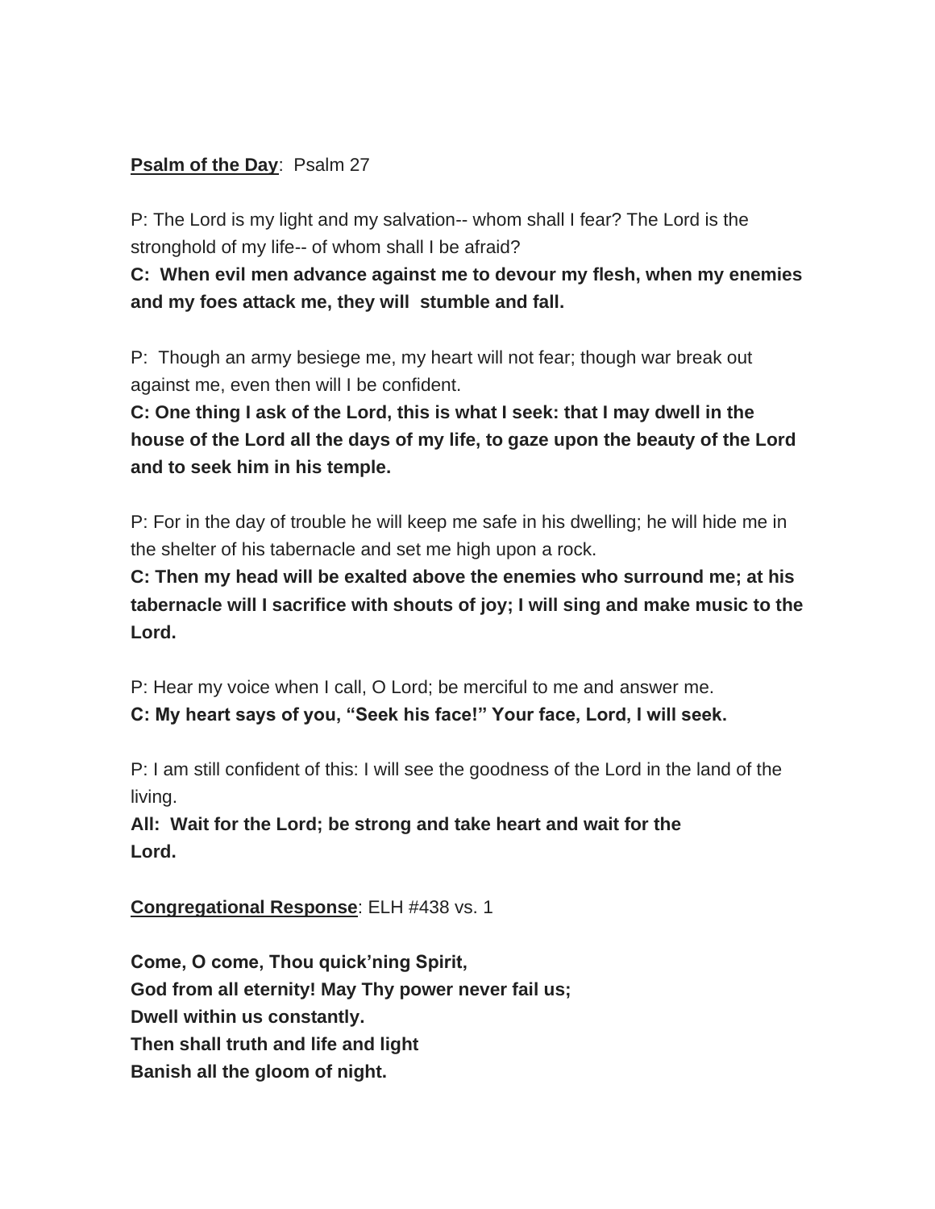**<u>Psalm of the Day</u>**: Psalm 27

P: The Lord is my light and my salvation-- whom shall I fear? The Lord is the stronghold of my life-- of whom shall I be afraid?

**C: When evil men advance against me to devour my flesh, when my enemies and my foes attack me, they will stumble and fall.**

P: Though an army besiege me, my heart will not fear; though war break out against me, even then will I be confident.

**C: One thing I ask of the Lord, this is what I seek: that I may dwell in the house of the Lord all the days of my life, to gaze upon the beauty of the Lord and to seek him in his temple.**

P: For in the day of trouble he will keep me safe in his dwelling; he will hide me in the shelter of his tabernacle and set me high upon a rock.

**C: Then my head will be exalted above the enemies who surround me; at his tabernacle will I sacrifice with shouts of joy; I will sing and make music to the Lord.**

P: Hear my voice when I call, O Lord; be merciful to me and answer me.

**C: My heart says of you, "Seek his face!" Your face, Lord, I will seek.**

P: I am still confident of this: I will see the goodness of the Lord in the land of the living.

**All: Wait for the Lord; be strong and take heart and wait for the Lord.**

**<u>Congregational Response</u>**: ELH #438 vs. 1

**Come, O come, Thou quick'ning Spirit,**
**God from all eternity! May Thy power never fail us;**
**Dwell within us constantly.**
**Then shall truth and life and light**
**Banish all the gloom of night.**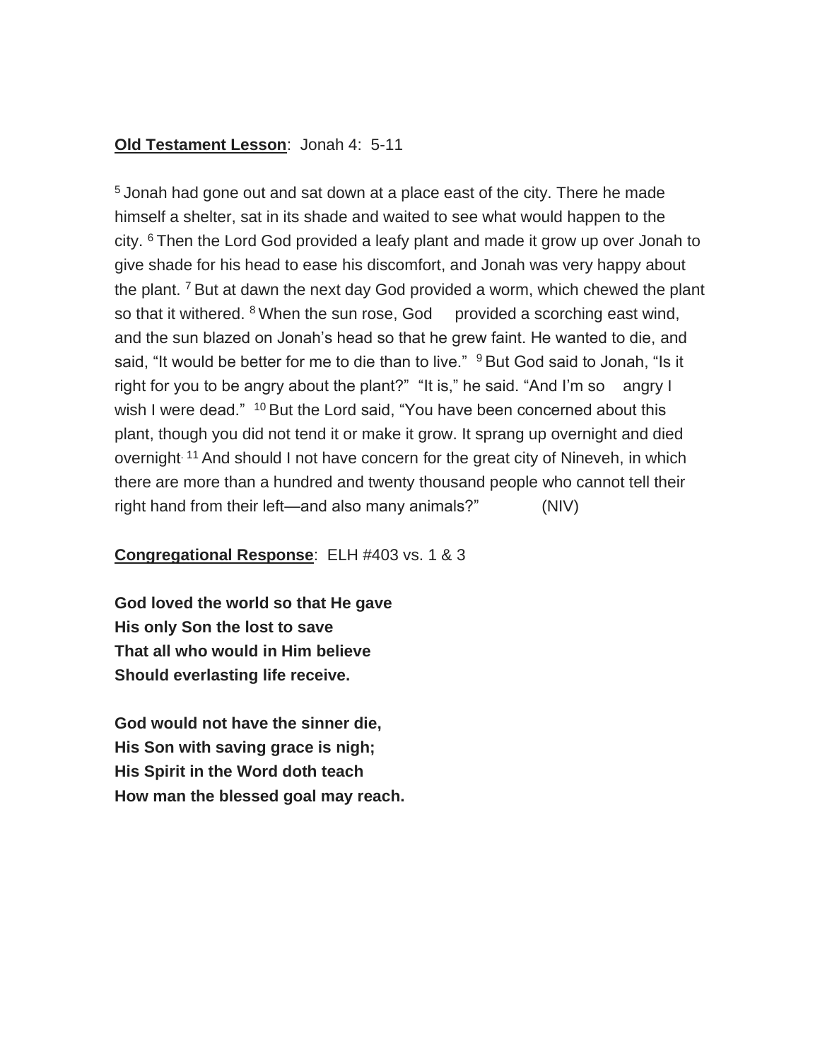**Old Testament Lesson**: Jonah 4: 5-11

[5] Jonah had gone out and sat down at a place east of the city. There he made himself a shelter, sat in its shade and waited to see what would happen to the city. [6] Then the Lord God provided a leafy plant and made it grow up over Jonah to give shade for his head to ease his discomfort, and Jonah was very happy about the plant. [7] But at dawn the next day God provided a worm, which chewed the plant so that it withered. [8] When the sun rose, God provided a scorching east wind, and the sun blazed on Jonah's head so that he grew faint. He wanted to die, and said, "It would be better for me to die than to live." [9] But God said to Jonah, "Is it right for you to be angry about the plant?" "It is," he said. "And I'm so angry I wish I were dead." [10] But the Lord said, "You have been concerned about this plant, though you did not tend it or make it grow. It sprang up overnight and died overnight. [11] And should I not have concern for the great city of Nineveh, in which there are more than a hundred and twenty thousand people who cannot tell their right hand from their left—and also many animals?" (NIV)

**Congregational Response**: ELH #403 vs. 1 & 3

**God loved the world so that He gave**
**His only Son the lost to save**
**That all who would in Him believe**
**Should everlasting life receive.**

**God would not have the sinner die,**
**His Son with saving grace is nigh;**
**His Spirit in the Word doth teach**
**How man the blessed goal may reach.**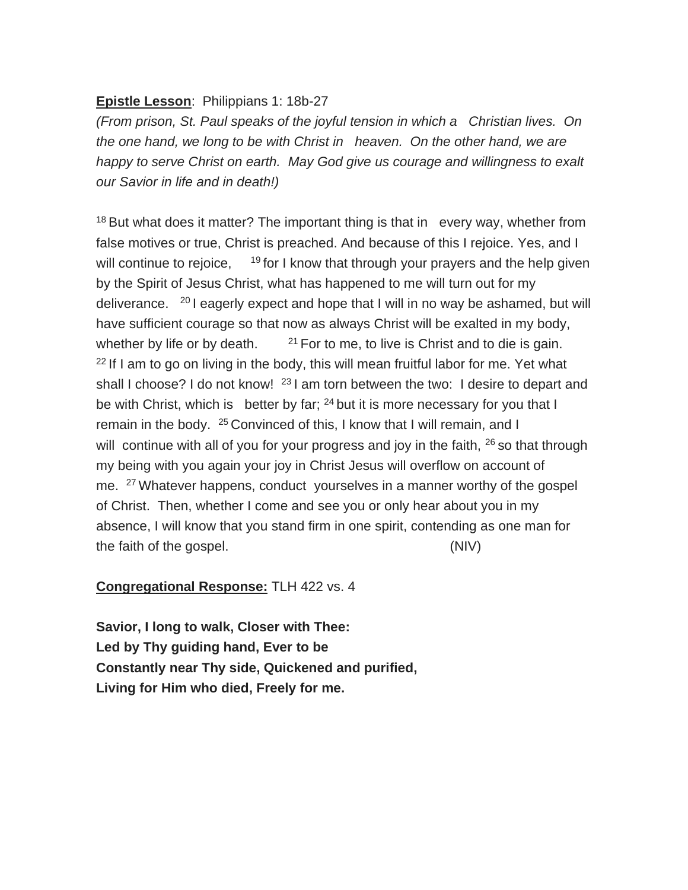**Epistle Lesson**: Philippians 1: 18b-27

*(From prison, St. Paul speaks of the joyful tension in which a Christian lives. On the one hand, we long to be with Christ in heaven. On the other hand, we are happy to serve Christ on earth. May God give us courage and willingness to exalt our Savior in life and in death!)*

[18] But what does it matter? The important thing is that in every way, whether from false motives or true, Christ is preached. And because of this I rejoice. Yes, and I will continue to rejoice, [19] for I know that through your prayers and the help given by the Spirit of Jesus Christ, what has happened to me will turn out for my deliverance. [20] I eagerly expect and hope that I will in no way be ashamed, but will have sufficient courage so that now as always Christ will be exalted in my body, whether by life or by death. [21] For to me, to live is Christ and to die is gain. [22] If I am to go on living in the body, this will mean fruitful labor for me. Yet what shall I choose? I do not know! [23] I am torn between the two: I desire to depart and be with Christ, which is better by far; [24] but it is more necessary for you that I remain in the body. [25] Convinced of this, I know that I will remain, and I will continue with all of you for your progress and joy in the faith, [26] so that through my being with you again your joy in Christ Jesus will overflow on account of me. [27] Whatever happens, conduct yourselves in a manner worthy of the gospel of Christ. Then, whether I come and see you or only hear about you in my absence, I will know that you stand firm in one spirit, contending as one man for the faith of the gospel. (NIV)

**Congregational Response:** TLH 422 vs. 4

**Savior, I long to walk, Closer with Thee:**
**Led by Thy guiding hand, Ever to be**
**Constantly near Thy side, Quickened and purified,**
**Living for Him who died, Freely for me.**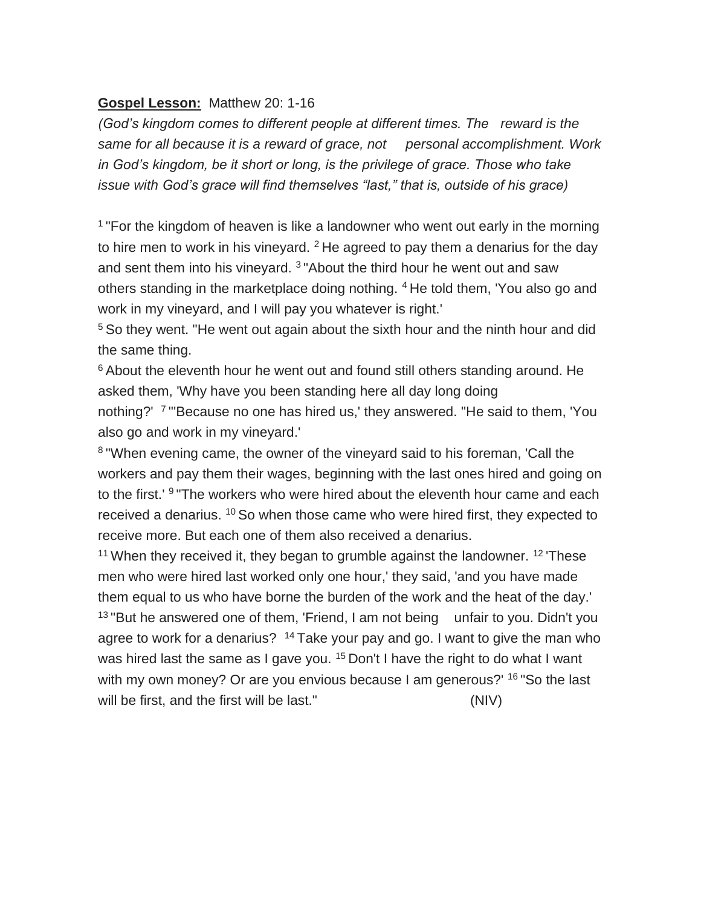**Gospel Lesson:** Matthew 20: 1-16

*(God's kingdom comes to different people at different times. The reward is the same for all because it is a reward of grace, not personal accomplishment. Work in God's kingdom, be it short or long, is the privilege of grace. Those who take issue with God's grace will find themselves "last," that is, outside of his grace)*

[1] "For the kingdom of heaven is like a landowner who went out early in the morning to hire men to work in his vineyard. [2] He agreed to pay them a denarius for the day and sent them into his vineyard. [3] "About the third hour he went out and saw others standing in the marketplace doing nothing. [4] He told them, 'You also go and work in my vineyard, and I will pay you whatever is right.'

[5] So they went. "He went out again about the sixth hour and the ninth hour and did the same thing.

[6] About the eleventh hour he went out and found still others standing around. He asked them, 'Why have you been standing here all day long doing nothing?' [7] "'Because no one has hired us,' they answered. "He said to them, 'You also go and work in my vineyard.'

[8] "When evening came, the owner of the vineyard said to his foreman, 'Call the workers and pay them their wages, beginning with the last ones hired and going on to the first.' [9] "The workers who were hired about the eleventh hour came and each received a denarius. [10] So when those came who were hired first, they expected to receive more. But each one of them also received a denarius.

[11] When they received it, they began to grumble against the landowner. [12] 'These men who were hired last worked only one hour,' they said, 'and you have made them equal to us who have borne the burden of the work and the heat of the day.' [13] "But he answered one of them, 'Friend, I am not being unfair to you. Didn't you agree to work for a denarius? [14] Take your pay and go. I want to give the man who was hired last the same as I gave you. [15] Don't I have the right to do what I want with my own money? Or are you envious because I am generous?' [16] "So the last will be first, and the first will be last." (NIV)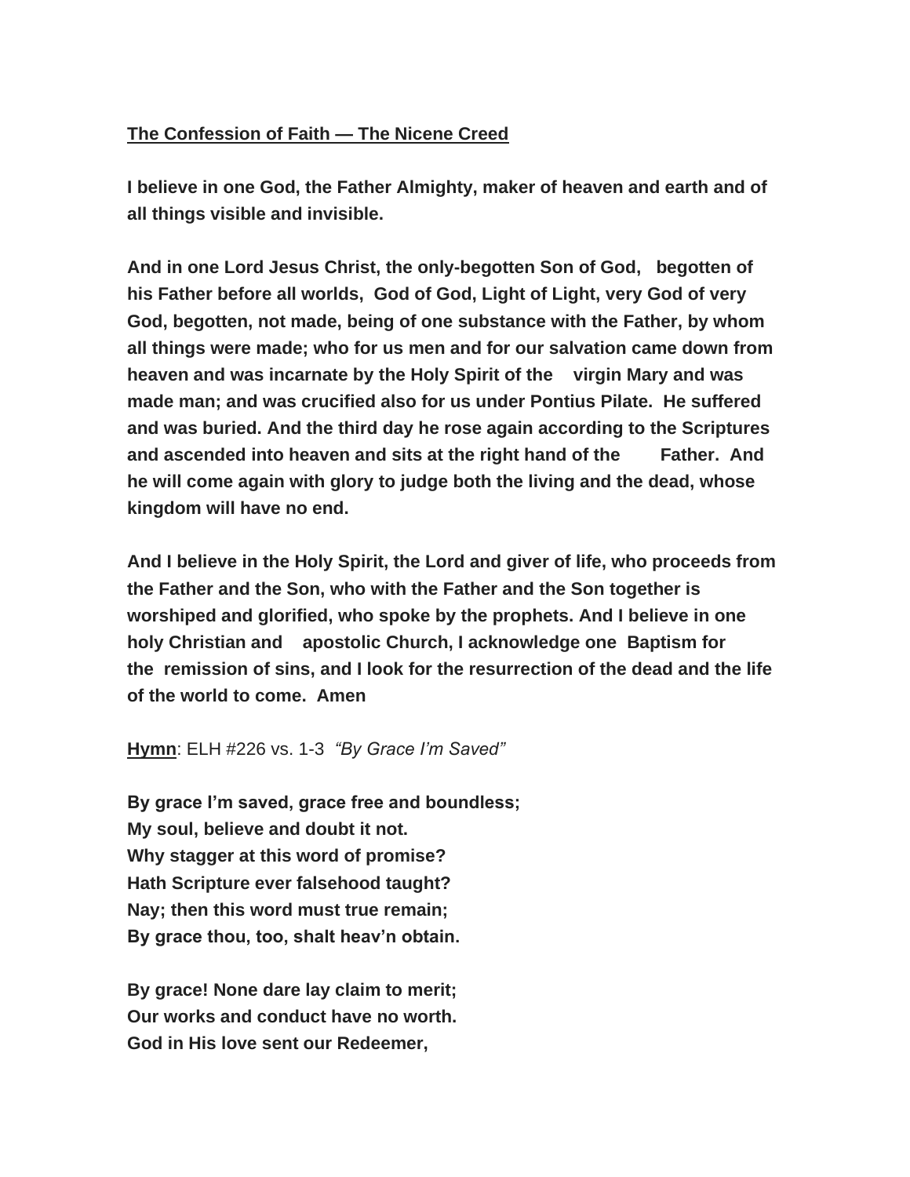**The Confession of Faith — The Nicene Creed**

**I believe in one God, the Father Almighty, maker of heaven and earth and of all things visible and invisible.**

**And in one Lord Jesus Christ, the only-begotten Son of God, begotten of his Father before all worlds, God of God, Light of Light, very God of very God, begotten, not made, being of one substance with the Father, by whom all things were made; who for us men and for our salvation came down from heaven and was incarnate by the Holy Spirit of the virgin Mary and was made man; and was crucified also for us under Pontius Pilate. He suffered and was buried. And the third day he rose again according to the Scriptures and ascended into heaven and sits at the right hand of the Father. And he will come again with glory to judge both the living and the dead, whose kingdom will have no end.**

**And I believe in the Holy Spirit, the Lord and giver of life, who proceeds from the Father and the Son, who with the Father and the Son together is worshiped and glorified, who spoke by the prophets. And I believe in one holy Christian and apostolic Church, I acknowledge one Baptism for the remission of sins, and I look for the resurrection of the dead and the life of the world to come. Amen**

**Hymn**: ELH #226 vs. 1-3 *"By Grace I'm Saved"*

**By grace I'm saved, grace free and boundless;**
**My soul, believe and doubt it not.**
**Why stagger at this word of promise?**
**Hath Scripture ever falsehood taught?**
**Nay; then this word must true remain;**
**By grace thou, too, shalt heav'n obtain.**

**By grace! None dare lay claim to merit;**
**Our works and conduct have no worth.**
**God in His love sent our Redeemer,**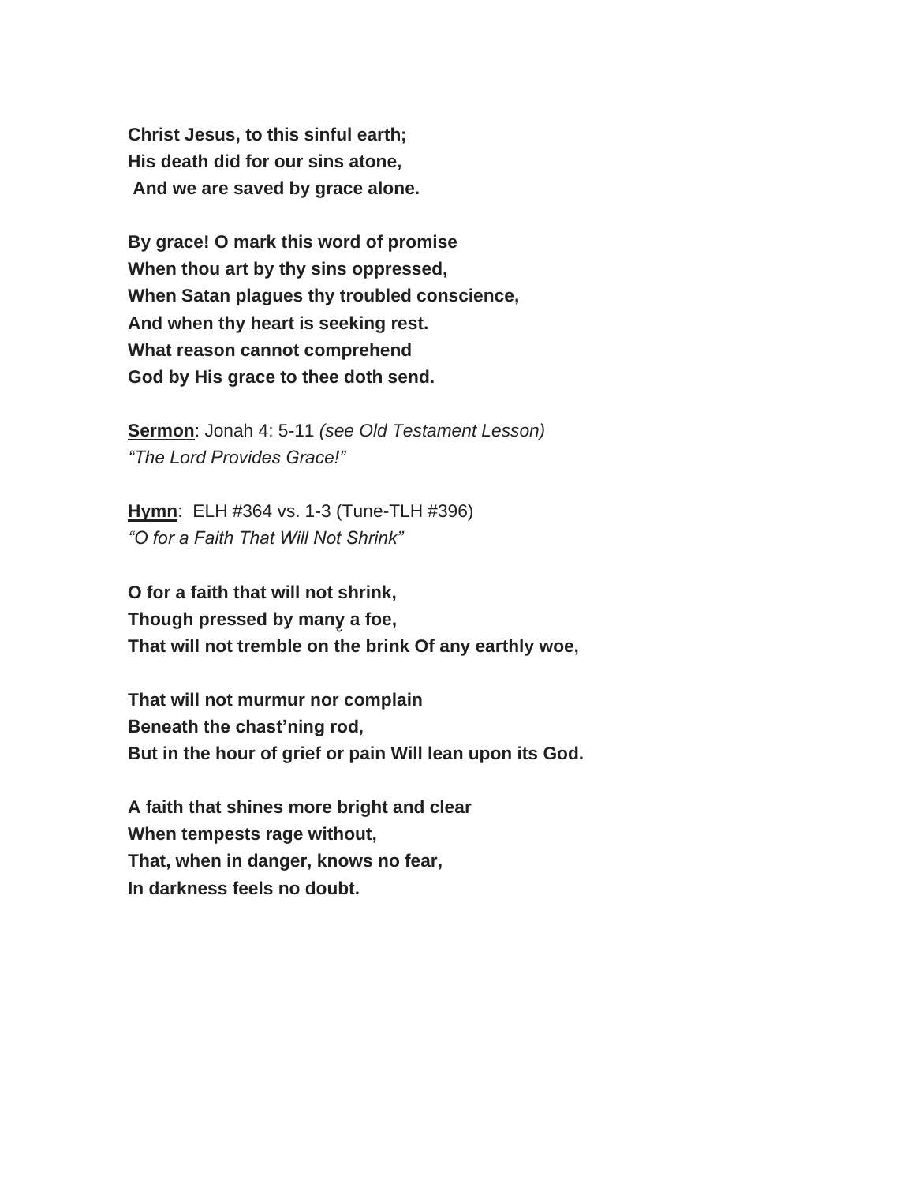**Christ Jesus, to this sinful earth;**
**His death did for our sins atone,**
**And we are saved by grace alone.**

**By grace! O mark this word of promise**
**When thou art by thy sins oppressed,**
**When Satan plagues thy troubled conscience,**
**And when thy heart is seeking rest.**
**What reason cannot comprehend**
**God by His grace to thee doth send.**

**Sermon**: Jonah 4: 5-11 *(see Old Testament Lesson)*
*"The Lord Provides Grace!"*

**Hymn**: ELH #364 vs. 1-3 (Tune-TLH #396)
*"O for a Faith That Will Not Shrink"*

**O for a faith that will not shrink,**
**Though pressed by many a foe,**
**That will not tremble on the brink Of any earthly woe,**

**That will not murmur nor complain**
**Beneath the chast'ning rod,**
**But in the hour of grief or pain Will lean upon its God.**

**A faith that shines more bright and clear**
**When tempests rage without,**
**That, when in danger, knows no fear,**
**In darkness feels no doubt.**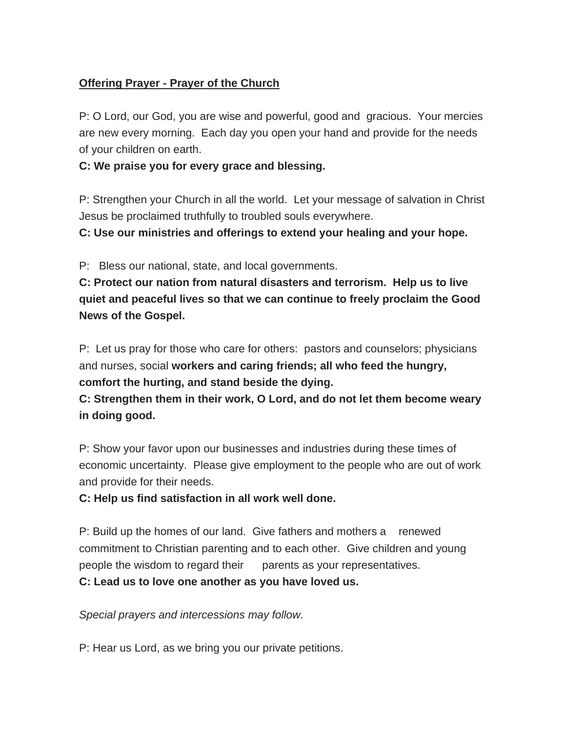**<u>Offering Prayer - Prayer of the Church</u>**

P: O Lord, our God, you are wise and powerful, good and gracious. Your mercies are new every morning. Each day you open your hand and provide for the needs of your children on earth.

**C: We praise you for every grace and blessing.**

P: Strengthen your Church in all the world. Let your message of salvation in Christ Jesus be proclaimed truthfully to troubled souls everywhere.

**C: Use our ministries and offerings to extend your healing and your hope.**

P: Bless our national, state, and local governments.

**C: Protect our nation from natural disasters and terrorism. Help us to live quiet and peaceful lives so that we can continue to freely proclaim the Good News of the Gospel.**

P: Let us pray for those who care for others: pastors and counselors; physicians and nurses, social **workers and caring friends; all who feed the hungry, comfort the hurting, and stand beside the dying.**

**C: Strengthen them in their work, O Lord, and do not let them become weary in doing good.**

P: Show your favor upon our businesses and industries during these times of economic uncertainty. Please give employment to the people who are out of work and provide for their needs.

**C: Help us find satisfaction in all work well done.**

P: Build up the homes of our land. Give fathers and mothers a renewed commitment to Christian parenting and to each other. Give children and young people the wisdom to regard their parents as your representatives.

**C: Lead us to love one another as you have loved us.**

*Special prayers and intercessions may follow.*

P: Hear us Lord, as we bring you our private petitions.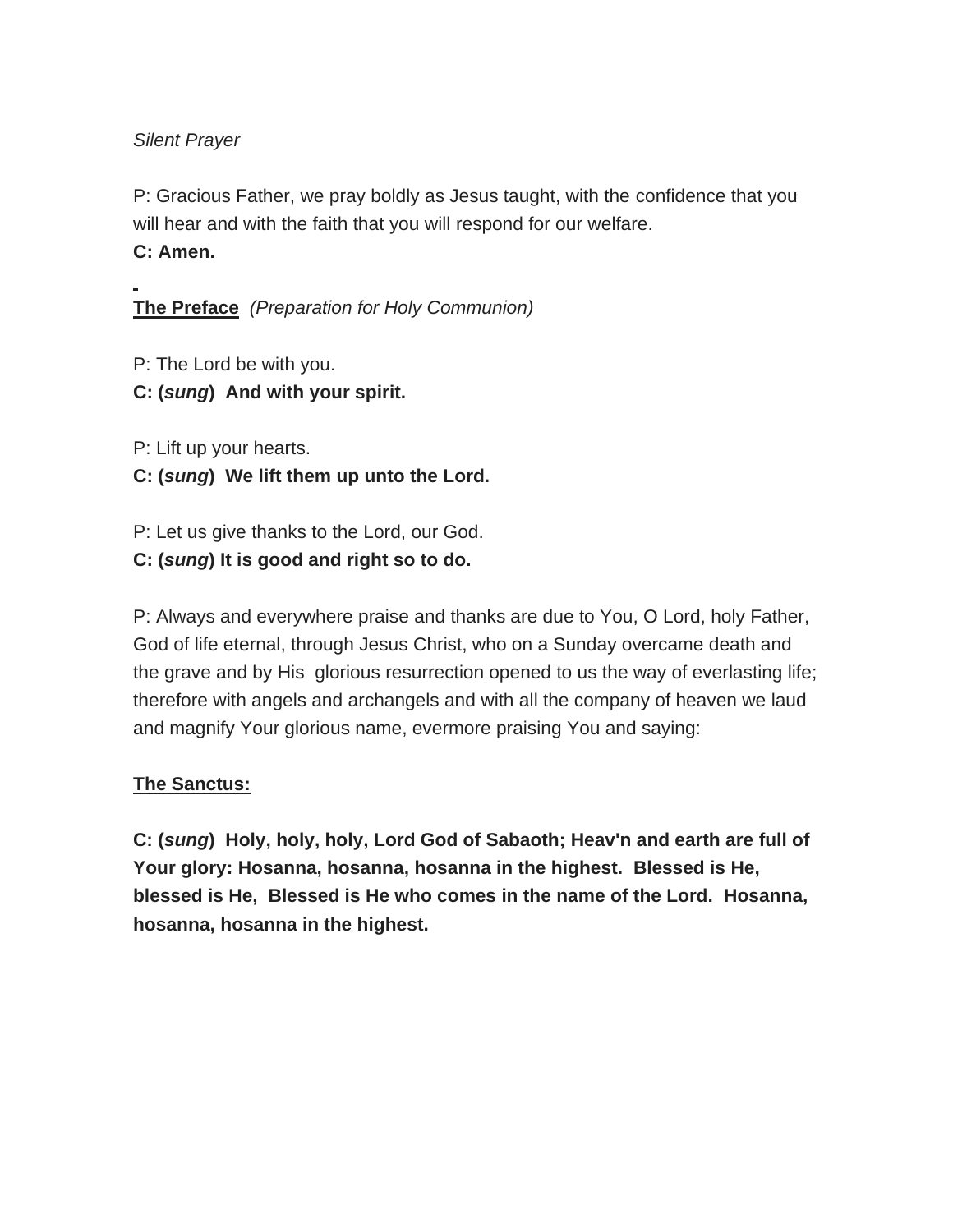*Silent Prayer*

P: Gracious Father, we pray boldly as Jesus taught, with the confidence that you will hear and with the faith that you will respond for our welfare.
**C: Amen.**

**The Preface** *(Preparation for Holy Communion)*

P: The Lord be with you.
**C: (*sung*) And with your spirit.**

P: Lift up your hearts.
**C: (*sung*) We lift them up unto the Lord.**

P: Let us give thanks to the Lord, our God.
**C: (*sung*) It is good and right so to do.**

P: Always and everywhere praise and thanks are due to You, O Lord, holy Father, God of life eternal, through Jesus Christ, who on a Sunday overcame death and the grave and by His glorious resurrection opened to us the way of everlasting life; therefore with angels and archangels and with all the company of heaven we laud and magnify Your glorious name, evermore praising You and saying:

**The Sanctus:**

**C: (*sung*) Holy, holy, holy, Lord God of Sabaoth; Heav'n and earth are full of Your glory: Hosanna, hosanna, hosanna in the highest. Blessed is He, blessed is He, Blessed is He who comes in the name of the Lord. Hosanna, hosanna, hosanna in the highest.**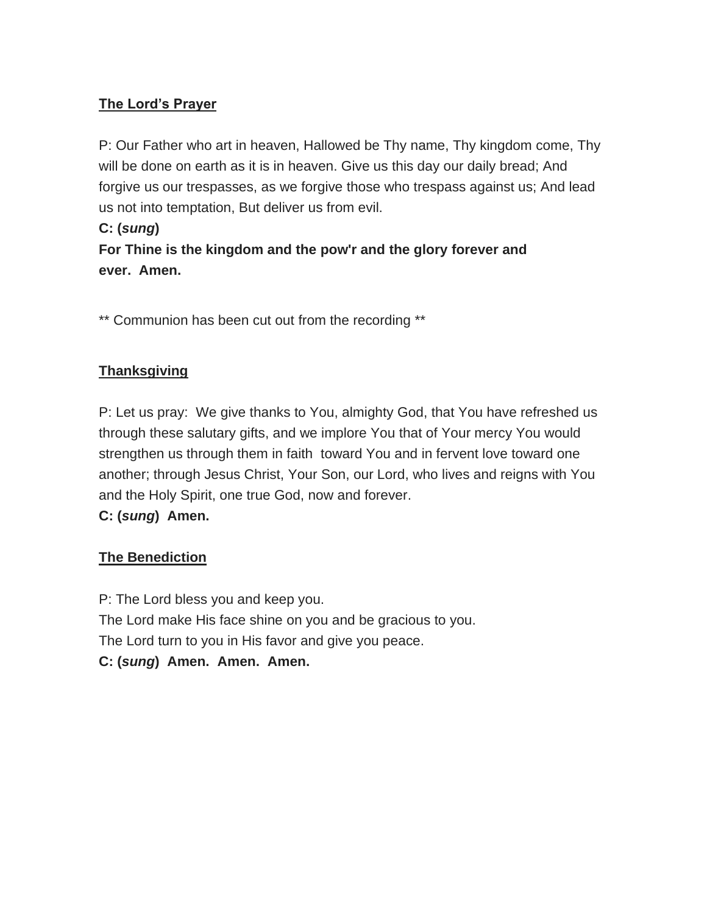**The Lord's Prayer**

P: Our Father who art in heaven, Hallowed be Thy name, Thy kingdom come, Thy will be done on earth as it is in heaven. Give us this day our daily bread; And forgive us our trespasses, as we forgive those who trespass against us; And lead us not into temptation, But deliver us from evil.

**C: (*sung*)**

**For Thine is the kingdom and the pow'r and the glory forever and ever. Amen.**

** Communion has been cut out from the recording **

**Thanksgiving**

P: Let us pray: We give thanks to You, almighty God, that You have refreshed us through these salutary gifts, and we implore You that of Your mercy You would strengthen us through them in faith toward You and in fervent love toward one another; through Jesus Christ, Your Son, our Lord, who lives and reigns with You and the Holy Spirit, one true God, now and forever.

**C: (*sung*) Amen.**

**The Benediction**

P: The Lord bless you and keep you.

The Lord make His face shine on you and be gracious to you.

The Lord turn to you in His favor and give you peace.

**C: (*sung*) Amen. Amen. Amen.**